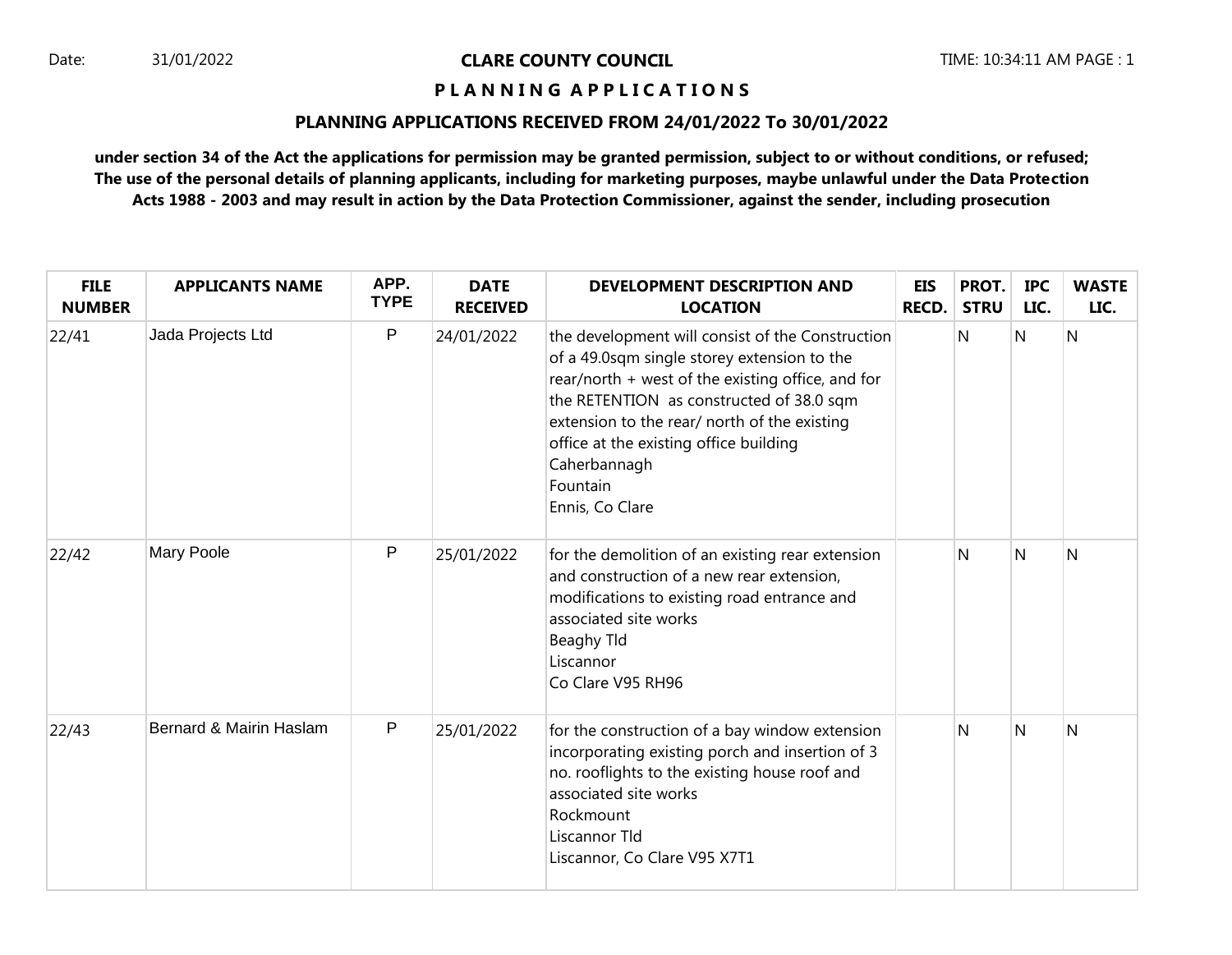Date: 31/01/2022

# CLARE COUNTY COUNCIL

## P L A N N I N G A P P L I C A T I O N S

### PLANNING APPLICATIONS RECEIVED FROM 24/01/2022 To 30/01/2022

**under section 34 of the Act the applications for permission may be granted permission, subject to or without conditions, or refused; The use of the personal details of planning applicants, including for marketing purposes, maybe unlawful under the Data Protection Acts 1988 - 2003 and may result in action by the Data Protection Commissioner, against the sender, including prosecution**

| FILE NUMBER | APPLICANTS NAME | APP. TYPE | DATE RECEIVED | DEVELOPMENT DESCRIPTION AND LOCATION | EIS RECD. | PROT. STRU | IPC LIC. | WASTE LIC. |
|---|---|---|---|---|---|---|---|---|
| 22/41 | Jada Projects Ltd | P | 24/01/2022 | the development will consist of the Construction of a 49.0sqm single storey extension to the rear/north + west of the existing office, and for the RETENTION as constructed of 38.0 sqm extension to the rear/ north of the existing office at the existing office building Caherbannagh Fountain Ennis, Co Clare | | N | N | N |
| 22/42 | Mary Poole | P | 25/01/2022 | for the demolition of an existing rear extension and construction of a new rear extension, modifications to existing road entrance and associated site works Beaghy Tld Liscannor Co Clare V95 RH96 | | N | N | N |
| 22/43 | Bernard & Mairin Haslam | P | 25/01/2022 | for the construction of a bay window extension incorporating existing porch and insertion of 3 no. rooflights to the existing house roof and associated site works Rockmount Liscannor Tld Liscannor, Co Clare V95 X7T1 | | N | N | N |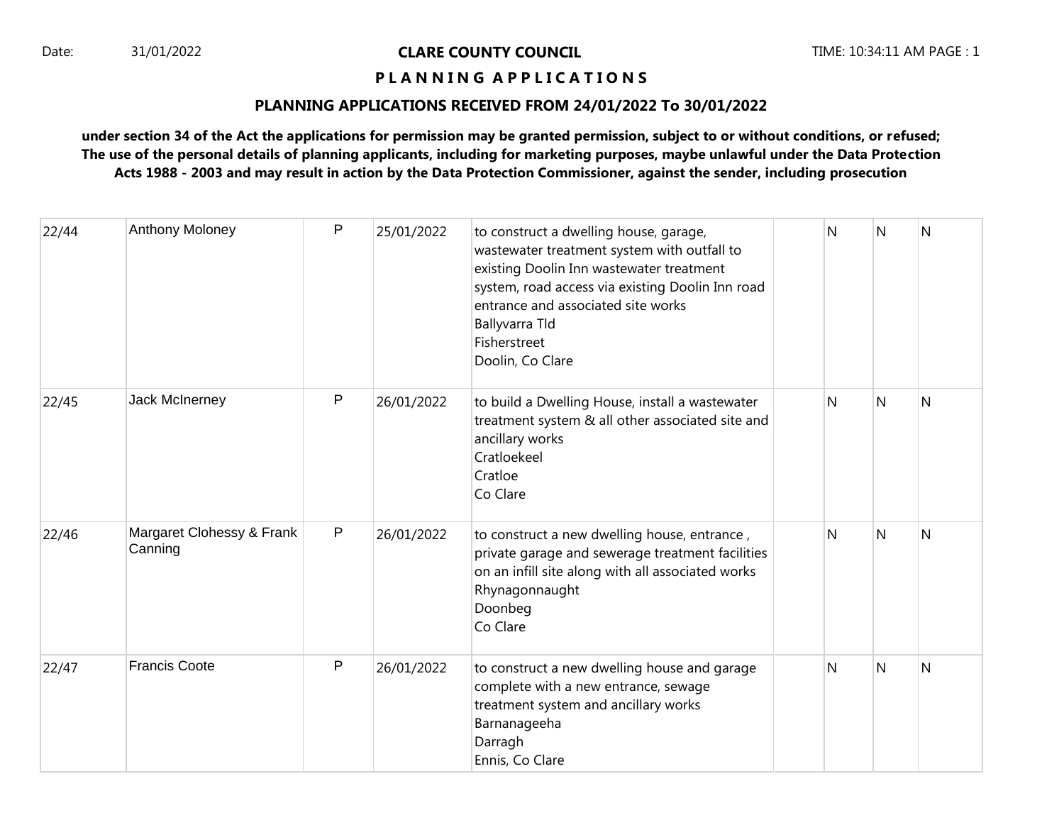**CLARE COUNTY COUNCIL**

**P L A N N I N G A P P L I C A T I O N S**

**PLANNING APPLICATIONS RECEIVED FROM 24/01/2022 To 30/01/2022**

**under section 34 of the Act the applications for permission may be granted permission, subject to or without conditions, or refused; The use of the personal details of planning applicants, including for marketing purposes, maybe unlawful under the Data Protection Acts 1988 - 2003 and may result in action by the Data Protection Commissioner, against the sender, including prosecution**

| | | | | | | | | |
|---|---|---|---|---|---|---|---|---|
| 22/44 | Anthony Moloney | P | 25/01/2022 | to construct a dwelling house, garage, wastewater treatment system with outfall to existing Doolin Inn wastewater treatment system, road access via existing Doolin Inn road entrance and associated site works<br>Ballyvarra Tld<br>Fisherstreet<br>Doolin, Co Clare | | N | N | N |
| 22/45 | Jack McInerney | P | 26/01/2022 | to build a Dwelling House, install a wastewater treatment system & all other associated site and ancillary works<br>Cratloekeel<br>Cratloe<br>Co Clare | | N | N | N |
| 22/46 | Margaret Clohessy & Frank Canning | P | 26/01/2022 | to construct a new dwelling house, entrance , private garage and sewerage treatment facilities on an infill site along with all associated works<br>Rhynagonnaught<br>Doonbeg<br>Co Clare | | N | N | N |
| 22/47 | Francis Coote | P | 26/01/2022 | to construct a new dwelling house and garage complete with a new entrance, sewage treatment system and ancillary works<br>Barnanageeha<br>Darragh<br>Ennis, Co Clare | | N | N | N |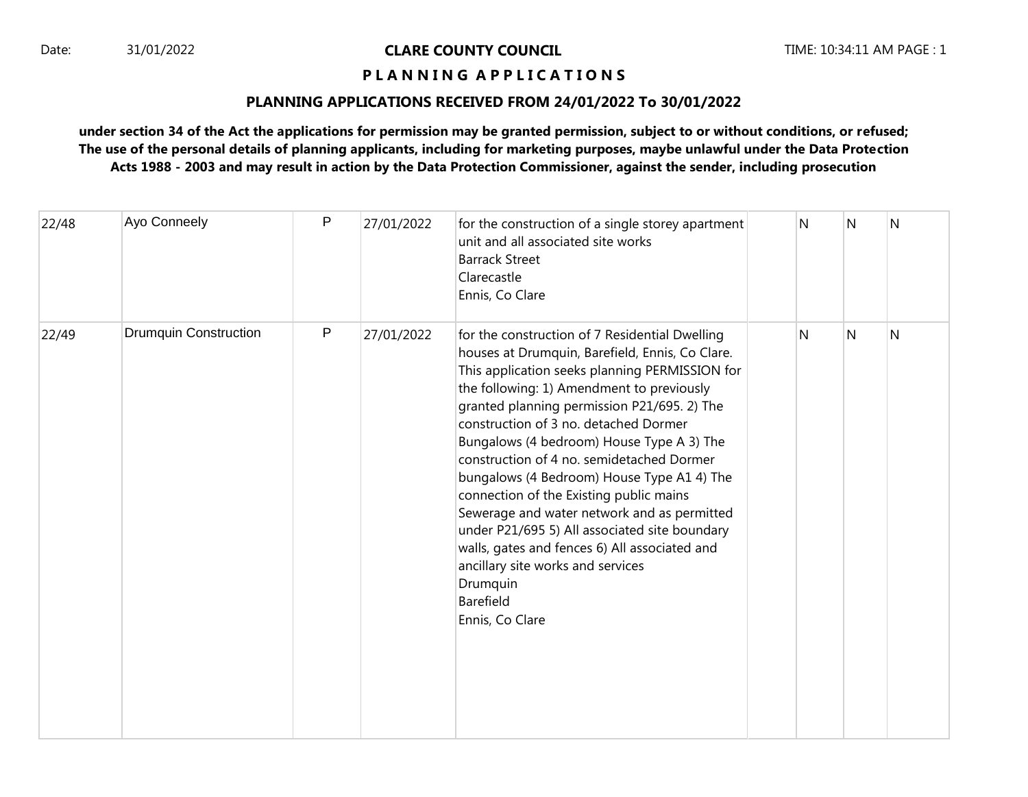**CLARE COUNTY COUNCIL**

**P L A N N I N G A P P L I C A T I O N S**

**PLANNING APPLICATIONS RECEIVED FROM 24/01/2022 To 30/01/2022**

**under section 34 of the Act the applications for permission may be granted permission, subject to or without conditions, or refused; The use of the personal details of planning applicants, including for marketing purposes, maybe unlawful under the Data Protection Acts 1988 - 2003 and may result in action by the Data Protection Commissioner, against the sender, including prosecution**

| | | | | | | | | |
|---|---|---|---|---|---|---|---|---|
| 22/48 | Ayo Conneely | P | 27/01/2022 | for the construction of a single storey apartment unit and all associated site works<br>Barrack Street<br>Clarecastle<br>Ennis, Co Clare | | N | N | N |
| 22/49 | Drumquin Construction | P | 27/01/2022 | for the construction of 7 Residential Dwelling houses at Drumquin, Barefield, Ennis, Co Clare. This application seeks planning PERMISSION for the following: 1) Amendment to previously granted planning permission P21/695. 2) The construction of 3 no. detached Dormer Bungalows (4 bedroom) House Type A 3) The construction of 4 no. semidetached Dormer bungalows (4 Bedroom) House Type A1 4) The connection of the Existing public mains Sewerage and water network and as permitted under P21/695 5) All associated site boundary walls, gates and fences 6) All associated and ancillary site works and services<br>Drumquin<br>Barefield<br>Ennis, Co Clare | | N | N | N |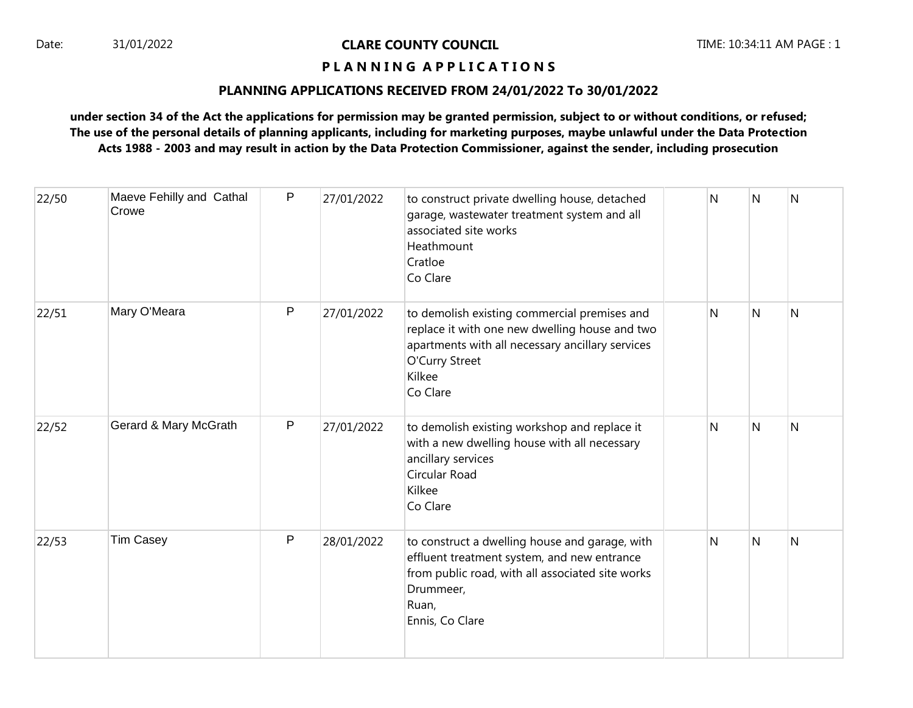**CLARE COUNTY COUNCIL**

**P L A N N I N G A P P L I C A T I O N S**

**PLANNING APPLICATIONS RECEIVED FROM 24/01/2022 To 30/01/2022**

**under section 34 of the Act the applications for permission may be granted permission, subject to or without conditions, or refused; The use of the personal details of planning applicants, including for marketing purposes, maybe unlawful under the Data Protection Acts 1988 - 2003 and may result in action by the Data Protection Commissioner, against the sender, including prosecution**

| | | | | | | | | |
|---|---|---|---|---|---|---|---|---|
| 22/50 | Maeve Fehilly and Cathal Crowe | P | 27/01/2022 | to construct private dwelling house, detached garage, wastewater treatment system and all associated site works<br>Heathmount<br>Cratloe<br>Co Clare | | N | N | N |
| 22/51 | Mary O'Meara | P | 27/01/2022 | to demolish existing commercial premises and replace it with one new dwelling house and two apartments with all necessary ancillary services<br>O'Curry Street<br>Kilkee<br>Co Clare | | N | N | N |
| 22/52 | Gerard & Mary McGrath | P | 27/01/2022 | to demolish existing workshop and replace it with a new dwelling house with all necessary ancillary services<br>Circular Road<br>Kilkee<br>Co Clare | | N | N | N |
| 22/53 | Tim Casey | P | 28/01/2022 | to construct a dwelling house and garage, with effluent treatment system, and new entrance from public road, with all associated site works<br>Drummeer,<br>Ruan,<br>Ennis, Co Clare | | N | N | N |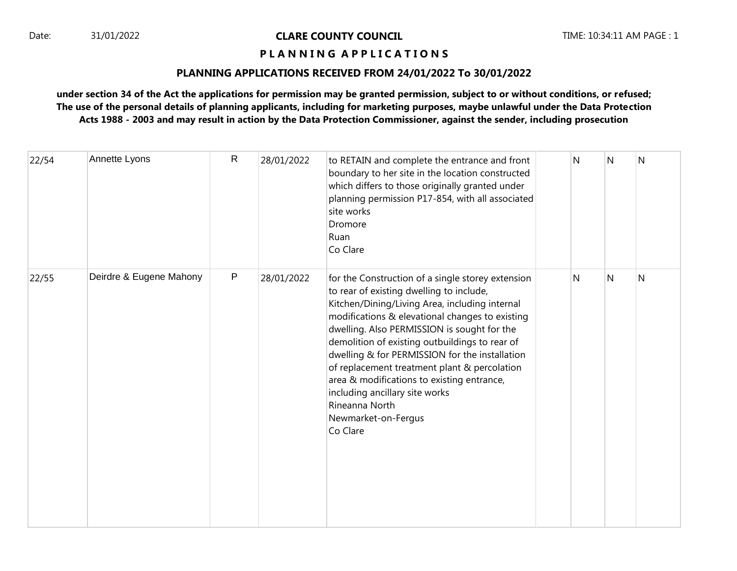Date: 31/01/2022

**CLARE COUNTY COUNCIL**

TIME: 10:34:11 AM PAGE : 1

## PLANNING APPLICATIONS

## PLANNING APPLICATIONS RECEIVED FROM 24/01/2022 To 30/01/2022

**under section 34 of the Act the applications for permission may be granted permission, subject to or without conditions, or refused; The use of the personal details of planning applicants, including for marketing purposes, maybe unlawful under the Data Protection Acts 1988 - 2003 and may result in action by the Data Protection Commissioner, against the sender, including prosecution**

| | | | | | | | | |
|---|---|---|---|---|---|---|---|---|
| 22/54 | Annette Lyons | R | 28/01/2022 | to RETAIN and complete the entrance and front boundary to her site in the location constructed which differs to those originally granted under planning permission P17-854, with all associated site works<br>Dromore<br>Ruan<br>Co Clare | | N | N | N |
| 22/55 | Deirdre & Eugene Mahony | P | 28/01/2022 | for the Construction of a single storey extension to rear of existing dwelling to include, Kitchen/Dining/Living Area, including internal modifications & elevational changes to existing dwelling. Also PERMISSION is sought for the demolition of existing outbuildings to rear of dwelling & for PERMISSION for the installation of replacement treatment plant & percolation area & modifications to existing entrance, including ancillary site works<br>Rineanna North<br>Newmarket-on-Fergus<br>Co Clare | | N | N | N |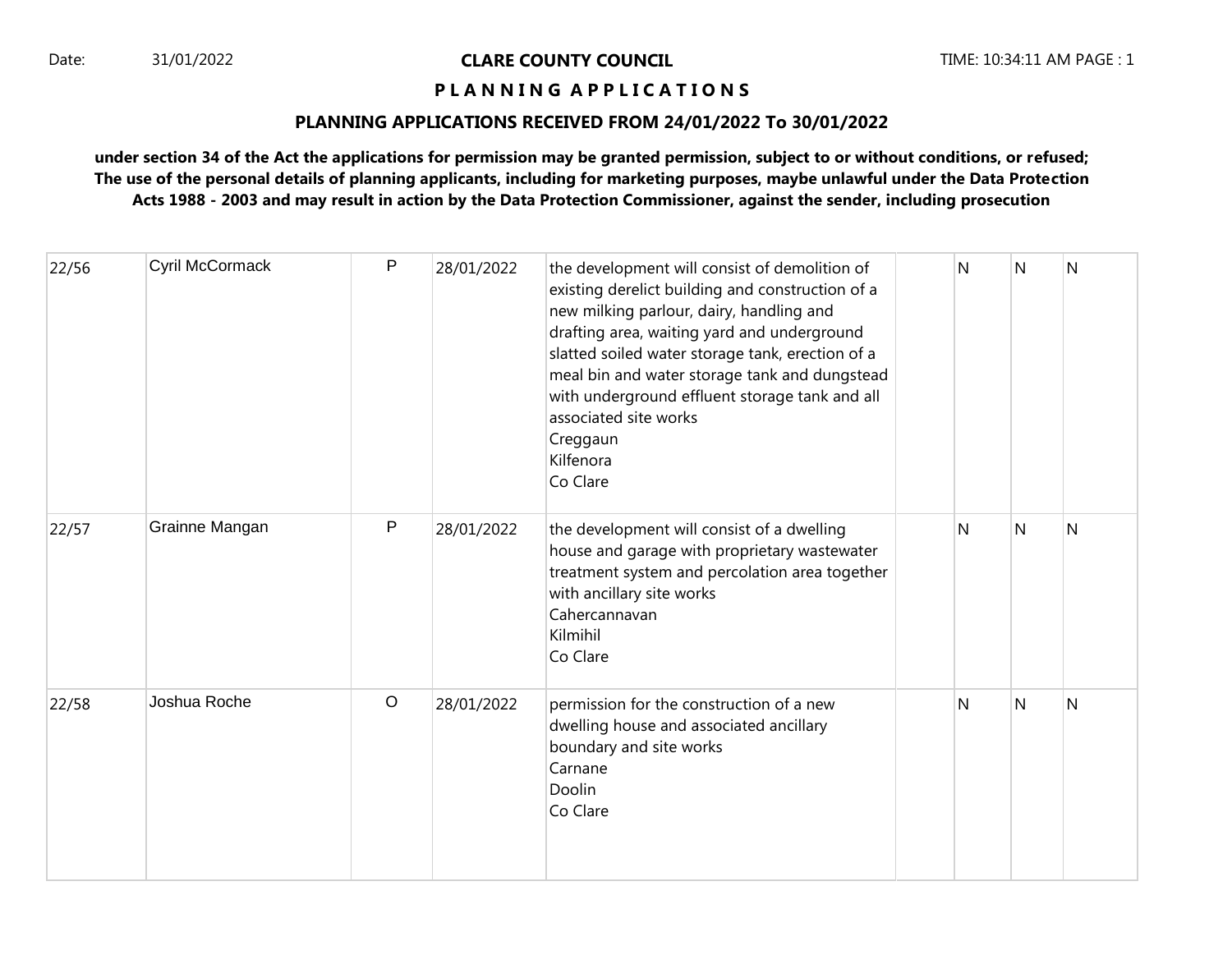Date: 31/01/2022

# CLARE COUNTY COUNCIL

## P L A N N I N G A P P L I C A T I O N S

### PLANNING APPLICATIONS RECEIVED FROM 24/01/2022 To 30/01/2022

**under section 34 of the Act the applications for permission may be granted permission, subject to or without conditions, or refused; The use of the personal details of planning applicants, including for marketing purposes, maybe unlawful under the Data Protection Acts 1988 - 2003 and may result in action by the Data Protection Commissioner, against the sender, including prosecution**

| | | | | | | | | |
|---|---|---|---|---|---|---|---|---|
| 22/56 | Cyril McCormack | P | 28/01/2022 | the development will consist of demolition of existing derelict building and construction of a new milking parlour, dairy, handling and drafting area, waiting yard and underground slatted soiled water storage tank, erection of a meal bin and water storage tank and dungstead with underground effluent storage tank and all associated site works<br>Creggaun<br>Kilfenora<br>Co Clare | | N | N | N |
| 22/57 | Grainne Mangan | P | 28/01/2022 | the development will consist of a dwelling house and garage with proprietary wastewater treatment system and percolation area together with ancillary site works<br>Cahercannavan<br>Kilmihil<br>Co Clare | | N | N | N |
| 22/58 | Joshua Roche | O | 28/01/2022 | permission for the construction of a new dwelling house and associated ancillary boundary and site works<br>Carnane<br>Doolin<br>Co Clare | | N | N | N |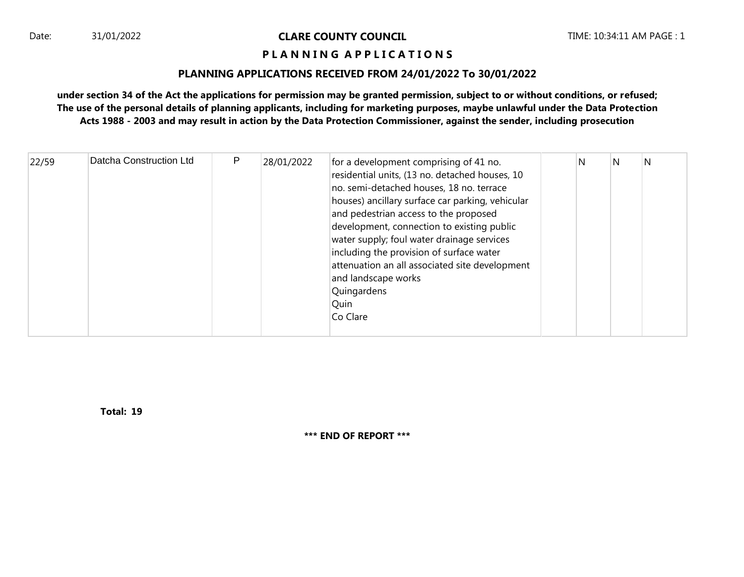**CLARE COUNTY COUNCIL**

**P L A N N I N G   A P P L I C A T I O N S**

**PLANNING APPLICATIONS RECEIVED FROM 24/01/2022 To 30/01/2022**

**under section 34 of the Act the applications for permission may be granted permission, subject to or without conditions, or refused; The use of the personal details of planning applicants, including for marketing purposes, maybe unlawful under the Data Protection Acts 1988 - 2003 and may result in action by the Data Protection Commissioner, against the sender, including prosecution**

| | | | | | | | | |
|---|---|---|---|---|---|---|---|---|
| 22/59 | Datcha Construction Ltd | P | 28/01/2022 | for a development comprising of 41 no. residential units, (13 no. detached houses, 10 no. semi-detached houses, 18 no. terrace houses) ancillary surface car parking, vehicular and pedestrian access to the proposed development, connection to existing public water supply; foul water drainage services including the provision of surface water attenuation an all associated site development and landscape works<br>Quingardens<br>Quin<br>Co Clare | | N | N | N |

**Total: 19**

**\*\*\* END OF REPORT \*\*\***